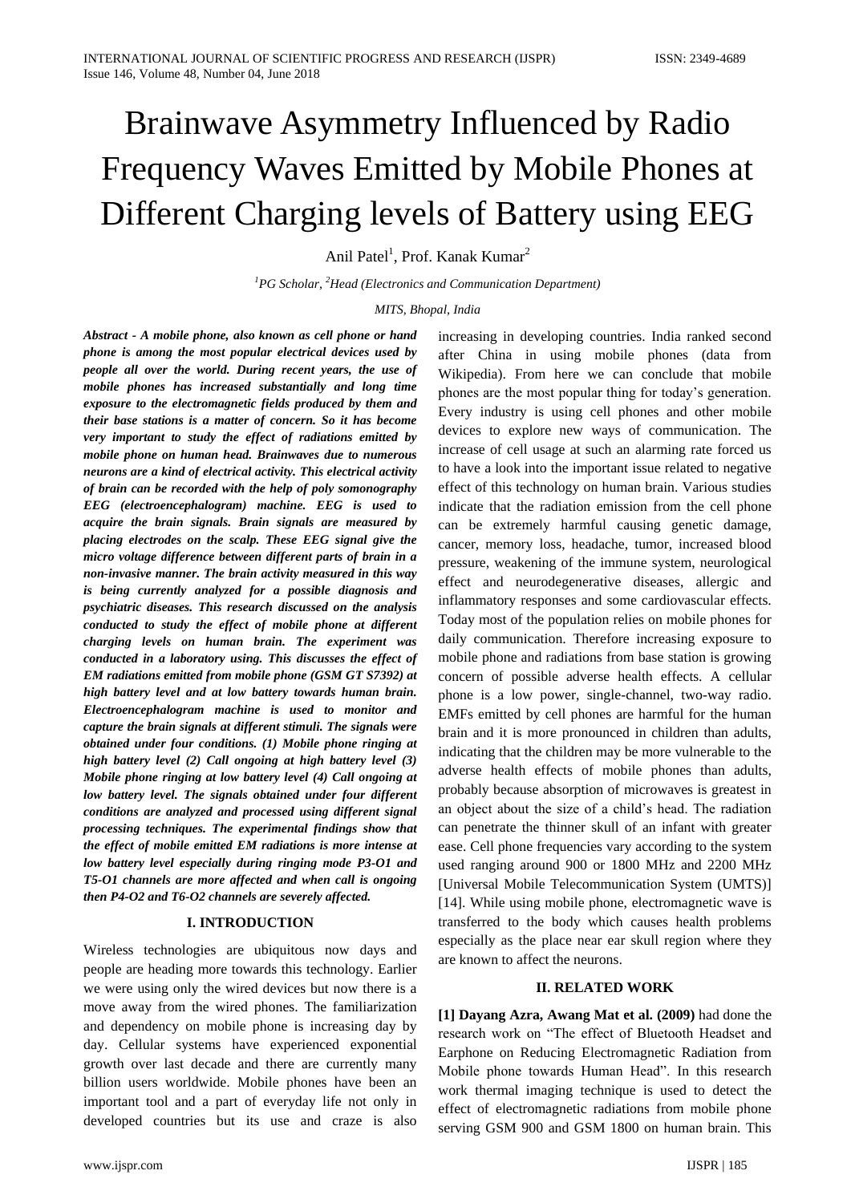# Brainwave Asymmetry Influenced by Radio Frequency Waves Emitted by Mobile Phones at Different Charging levels of Battery using EEG

Anil Patel[1], Prof. Kanak Kumar[2]

[1]*PG Scholar,* [2]*Head (Electronics and Communication Department)*

*MITS, Bhopal, India*

***Abstract - A mobile phone, also known as cell phone or hand phone is among the most popular electrical devices used by people all over the world. During recent years, the use of mobile phones has increased substantially and long time exposure to the electromagnetic fields produced by them and their base stations is a matter of concern. So it has become very important to study the effect of radiations emitted by mobile phone on human head. Brainwaves due to numerous neurons are a kind of electrical activity. This electrical activity of brain can be recorded with the help of poly somonography EEG (electroencephalogram) machine. EEG is used to acquire the brain signals. Brain signals are measured by placing electrodes on the scalp. These EEG signal give the micro voltage difference between different parts of brain in a non-invasive manner. The brain activity measured in this way is being currently analyzed for a possible diagnosis and psychiatric diseases. This research discussed on the analysis conducted to study the effect of mobile phone at different charging levels on human brain. The experiment was conducted in a laboratory using. This discusses the effect of EM radiations emitted from mobile phone (GSM GT S7392) at high battery level and at low battery towards human brain. Electroencephalogram machine is used to monitor and capture the brain signals at different stimuli. The signals were obtained under four conditions. (1) Mobile phone ringing at high battery level (2) Call ongoing at high battery level (3) Mobile phone ringing at low battery level (4) Call ongoing at low battery level. The signals obtained under four different conditions are analyzed and processed using different signal processing techniques. The experimental findings show that the effect of mobile emitted EM radiations is more intense at low battery level especially during ringing mode P3-O1 and T5-O1 channels are more affected and when call is ongoing then P4-O2 and T6-O2 channels are severely affected.***

## I. INTRODUCTION

Wireless technologies are ubiquitous now days and people are heading more towards this technology. Earlier we were using only the wired devices but now there is a move away from the wired phones. The familiarization and dependency on mobile phone is increasing day by day. Cellular systems have experienced exponential growth over last decade and there are currently many billion users worldwide. Mobile phones have been an important tool and a part of everyday life not only in developed countries but its use and craze is also increasing in developing countries. India ranked second after China in using mobile phones (data from Wikipedia). From here we can conclude that mobile phones are the most popular thing for today's generation. Every industry is using cell phones and other mobile devices to explore new ways of communication. The increase of cell usage at such an alarming rate forced us to have a look into the important issue related to negative effect of this technology on human brain. Various studies indicate that the radiation emission from the cell phone can be extremely harmful causing genetic damage, cancer, memory loss, headache, tumor, increased blood pressure, weakening of the immune system, neurological effect and neurodegenerative diseases, allergic and inflammatory responses and some cardiovascular effects. Today most of the population relies on mobile phones for daily communication. Therefore increasing exposure to mobile phone and radiations from base station is growing concern of possible adverse health effects. A cellular phone is a low power, single-channel, two-way radio. EMFs emitted by cell phones are harmful for the human brain and it is more pronounced in children than adults, indicating that the children may be more vulnerable to the adverse health effects of mobile phones than adults, probably because absorption of microwaves is greatest in an object about the size of a child's head. The radiation can penetrate the thinner skull of an infant with greater ease. Cell phone frequencies vary according to the system used ranging around 900 or 1800 MHz and 2200 MHz [Universal Mobile Telecommunication System (UMTS)] [14]. While using mobile phone, electromagnetic wave is transferred to the body which causes health problems especially as the place near ear skull region where they are known to affect the neurons.

## II. RELATED WORK

**[1] Dayang Azra, Awang Mat et al. (2009)** had done the research work on "The effect of Bluetooth Headset and Earphone on Reducing Electromagnetic Radiation from Mobile phone towards Human Head". In this research work thermal imaging technique is used to detect the effect of electromagnetic radiations from mobile phone serving GSM 900 and GSM 1800 on human brain. This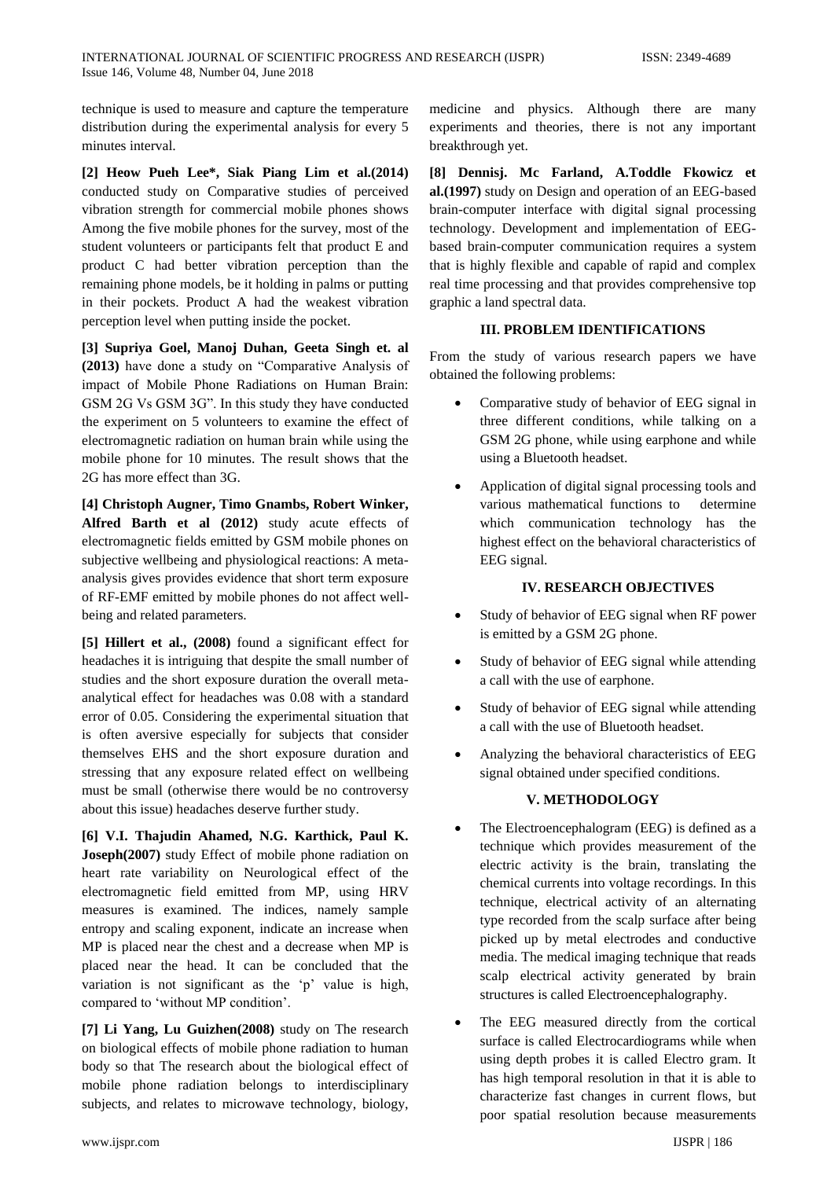technique is used to measure and capture the temperature distribution during the experimental analysis for every 5 minutes interval.

**[2] Heow Pueh Lee*, Siak Piang Lim et al.(2014)** conducted study on Comparative studies of perceived vibration strength for commercial mobile phones shows Among the five mobile phones for the survey, most of the student volunteers or participants felt that product E and product C had better vibration perception than the remaining phone models, be it holding in palms or putting in their pockets. Product A had the weakest vibration perception level when putting inside the pocket.

**[3] Supriya Goel, Manoj Duhan, Geeta Singh et. al (2013)** have done a study on "Comparative Analysis of impact of Mobile Phone Radiations on Human Brain: GSM 2G Vs GSM 3G". In this study they have conducted the experiment on 5 volunteers to examine the effect of electromagnetic radiation on human brain while using the mobile phone for 10 minutes. The result shows that the 2G has more effect than 3G.

**[4] Christoph Augner, Timo Gnambs, Robert Winker, Alfred Barth et al (2012)** study acute effects of electromagnetic fields emitted by GSM mobile phones on subjective wellbeing and physiological reactions: A meta-analysis gives provides evidence that short term exposure of RF-EMF emitted by mobile phones do not affect well-being and related parameters.

**[5] Hillert et al., (2008)** found a significant effect for headaches it is intriguing that despite the small number of studies and the short exposure duration the overall meta-analytical effect for headaches was 0.08 with a standard error of 0.05. Considering the experimental situation that is often aversive especially for subjects that consider themselves EHS and the short exposure duration and stressing that any exposure related effect on wellbeing must be small (otherwise there would be no controversy about this issue) headaches deserve further study.

**[6] V.I. Thajudin Ahamed, N.G. Karthick, Paul K. Joseph(2007)** study Effect of mobile phone radiation on heart rate variability on Neurological effect of the electromagnetic field emitted from MP, using HRV measures is examined. The indices, namely sample entropy and scaling exponent, indicate an increase when MP is placed near the chest and a decrease when MP is placed near the head. It can be concluded that the variation is not significant as the 'p' value is high, compared to 'without MP condition'.

**[7] Li Yang, Lu Guizhen(2008)** study on The research on biological effects of mobile phone radiation to human body so that The research about the biological effect of mobile phone radiation belongs to interdisciplinary subjects, and relates to microwave technology, biology, medicine and physics. Although there are many experiments and theories, there is not any important breakthrough yet.

**[8] Dennisj. Mc Farland, A.Toddle Fkowicz et al.(1997)** study on Design and operation of an EEG-based brain-computer interface with digital signal processing technology. Development and implementation of EEG-based brain-computer communication requires a system that is highly flexible and capable of rapid and complex real time processing and that provides comprehensive top graphic a land spectral data.

## III. PROBLEM IDENTIFICATIONS

From the study of various research papers we have obtained the following problems:

- Comparative study of behavior of EEG signal in three different conditions, while talking on a GSM 2G phone, while using earphone and while using a Bluetooth headset.
- Application of digital signal processing tools and various mathematical functions to determine which communication technology has the highest effect on the behavioral characteristics of EEG signal.

## IV. RESEARCH OBJECTIVES

- Study of behavior of EEG signal when RF power is emitted by a GSM 2G phone.
- Study of behavior of EEG signal while attending a call with the use of earphone.
- Study of behavior of EEG signal while attending a call with the use of Bluetooth headset.
- Analyzing the behavioral characteristics of EEG signal obtained under specified conditions.

## V. METHODOLOGY

- The Electroencephalogram (EEG) is defined as a technique which provides measurement of the electric activity is the brain, translating the chemical currents into voltage recordings. In this technique, electrical activity of an alternating type recorded from the scalp surface after being picked up by metal electrodes and conductive media. The medical imaging technique that reads scalp electrical activity generated by brain structures is called Electroencephalography.
- The EEG measured directly from the cortical surface is called Electrocardiograms while when using depth probes it is called Electro gram. It has high temporal resolution in that it is able to characterize fast changes in current flows, but poor spatial resolution because measurements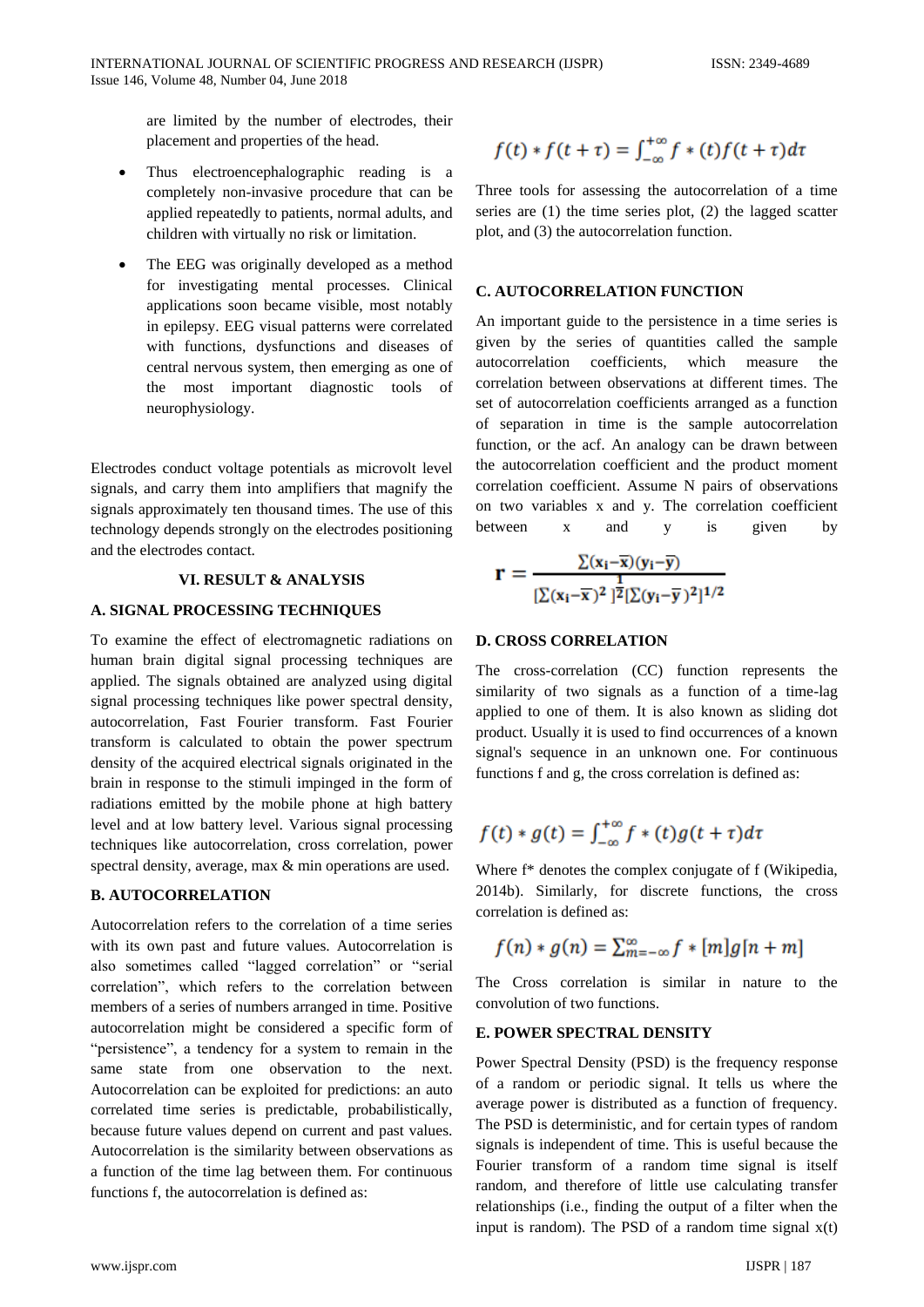are limited by the number of electrodes, their placement and properties of the head.

- Thus electroencephalographic reading is a completely non-invasive procedure that can be applied repeatedly to patients, normal adults, and children with virtually no risk or limitation.
- The EEG was originally developed as a method for investigating mental processes. Clinical applications soon became visible, most notably in epilepsy. EEG visual patterns were correlated with functions, dysfunctions and diseases of central nervous system, then emerging as one of the most important diagnostic tools of neurophysiology.

Electrodes conduct voltage potentials as microvolt level signals, and carry them into amplifiers that magnify the signals approximately ten thousand times. The use of this technology depends strongly on the electrodes positioning and the electrodes contact.

## VI. RESULT & ANALYSIS

### A. SIGNAL PROCESSING TECHNIQUES

To examine the effect of electromagnetic radiations on human brain digital signal processing techniques are applied. The signals obtained are analyzed using digital signal processing techniques like power spectral density, autocorrelation, Fast Fourier transform. Fast Fourier transform is calculated to obtain the power spectrum density of the acquired electrical signals originated in the brain in response to the stimuli impinged in the form of radiations emitted by the mobile phone at high battery level and at low battery level. Various signal processing techniques like autocorrelation, cross correlation, power spectral density, average, max & min operations are used.

### B. AUTOCORRELATION

Autocorrelation refers to the correlation of a time series with its own past and future values. Autocorrelation is also sometimes called "lagged correlation" or "serial correlation", which refers to the correlation between members of a series of numbers arranged in time. Positive autocorrelation might be considered a specific form of "persistence", a tendency for a system to remain in the same state from one observation to the next. Autocorrelation can be exploited for predictions: an auto correlated time series is predictable, probabilistically, because future values depend on current and past values. Autocorrelation is the similarity between observations as a function of the time lag between them. For continuous functions f, the autocorrelation is defined as:

$$f(t) * f(t+\tau) = \int_{-\infty}^{+\infty} f*(t)f(t+\tau)d\tau$$

Three tools for assessing the autocorrelation of a time series are (1) the time series plot, (2) the lagged scatter plot, and (3) the autocorrelation function.

### C. AUTOCORRELATION FUNCTION

An important guide to the persistence in a time series is given by the series of quantities called the sample autocorrelation coefficients, which measure the correlation between observations at different times. The set of autocorrelation coefficients arranged as a function of separation in time is the sample autocorrelation function, or the acf. An analogy can be drawn between the autocorrelation coefficient and the product moment correlation coefficient. Assume N pairs of observations on two variables x and y. The correlation coefficient between x and y is given by

$$\mathbf{r} = \frac{\sum(\mathbf{x_i}-\overline{\mathbf{x}})(\mathbf{y_i}-\overline{\mathbf{y}})}{[\sum(\mathbf{x_i}-\overline{\mathbf{x}})^2]^{\frac{1}{2}}[\sum(\mathbf{y_i}-\overline{\mathbf{y}})^2]^{1/2}}$$

### D. CROSS CORRELATION

The cross-correlation (CC) function represents the similarity of two signals as a function of a time-lag applied to one of them. It is also known as sliding dot product. Usually it is used to find occurrences of a known signal's sequence in an unknown one. For continuous functions f and g, the cross correlation is defined as:

$$f(t) * g(t) = \int_{-\infty}^{+\infty} f*(t)g(t+\tau)d\tau$$

Where f* denotes the complex conjugate of f (Wikipedia, 2014b). Similarly, for discrete functions, the cross correlation is defined as:

$$f(n) * g(n) = \sum_{m=-\infty}^{\infty} f*[m]g[n+m]$$

The Cross correlation is similar in nature to the convolution of two functions.

### E. POWER SPECTRAL DENSITY

Power Spectral Density (PSD) is the frequency response of a random or periodic signal. It tells us where the average power is distributed as a function of frequency. The PSD is deterministic, and for certain types of random signals is independent of time. This is useful because the Fourier transform of a random time signal is itself random, and therefore of little use calculating transfer relationships (i.e., finding the output of a filter when the input is random). The PSD of a random time signal x(t)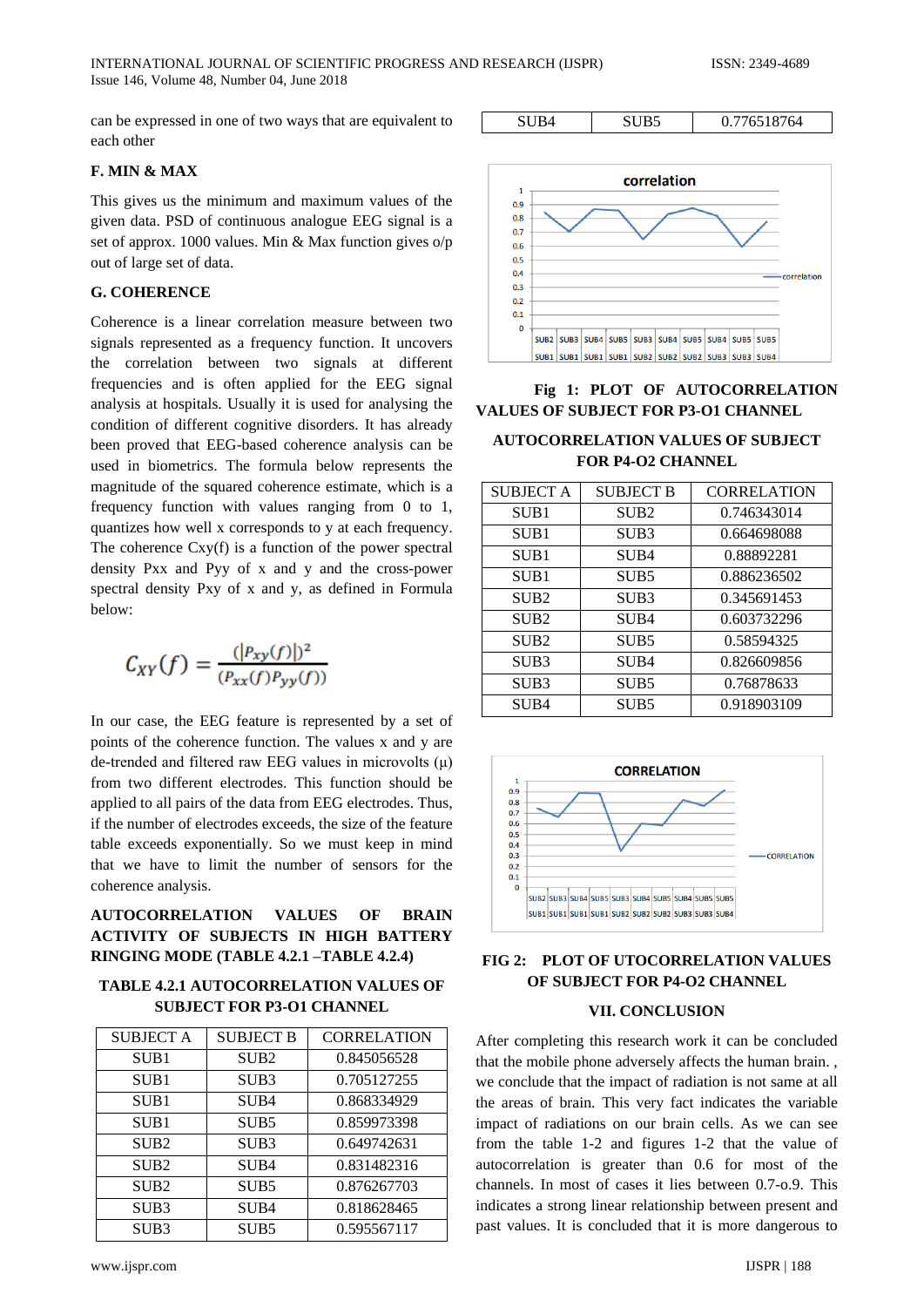can be expressed in one of two ways that are equivalent to each other

### F. MIN & MAX

This gives us the minimum and maximum values of the given data. PSD of continuous analogue EEG signal is a set of approx. 1000 values. Min & Max function gives o/p out of large set of data.

### G. COHERENCE

Coherence is a linear correlation measure between two signals represented as a frequency function. It uncovers the correlation between two signals at different frequencies and is often applied for the EEG signal analysis at hospitals. Usually it is used for analysing the condition of different cognitive disorders. It has already been proved that EEG-based coherence analysis can be used in biometrics. The formula below represents the magnitude of the squared coherence estimate, which is a frequency function with values ranging from 0 to 1, quantizes how well x corresponds to y at each frequency. The coherence Cxy(f) is a function of the power spectral density Pxx and Pyy of x and y and the cross-power spectral density Pxy of x and y, as defined in Formula below:

$$C_{XY}(f) = \frac{(|P_{xy}(f)|)^2}{(P_{xx}(f)P_{yy}(f))}$$

In our case, the EEG feature is represented by a set of points of the coherence function. The values x and y are de-trended and filtered raw EEG values in microvolts (µ) from two different electrodes. This function should be applied to all pairs of the data from EEG electrodes. Thus, if the number of electrodes exceeds, the size of the feature table exceeds exponentially. So we must keep in mind that we have to limit the number of sensors for the coherence analysis.

**AUTOCORRELATION VALUES OF BRAIN ACTIVITY OF SUBJECTS IN HIGH BATTERY RINGING MODE (TABLE 4.2.1 –TABLE 4.2.4)**

**TABLE 4.2.1 AUTOCORRELATION VALUES OF SUBJECT FOR P3-O1 CHANNEL**

| SUBJECT A | SUBJECT B | CORRELATION |
|---|---|---|
| SUB1 | SUB2 | 0.845056528 |
| SUB1 | SUB3 | 0.705127255 |
| SUB1 | SUB4 | 0.868334929 |
| SUB1 | SUB5 | 0.859973398 |
| SUB2 | SUB3 | 0.649742631 |
| SUB2 | SUB4 | 0.831482316 |
| SUB2 | SUB5 | 0.876267703 |
| SUB3 | SUB4 | 0.818628465 |
| SUB3 | SUB5 | 0.595567117 |
| SUB4 | SUB5 | 0.776518764 |

**Fig 1: PLOT OF AUTOCORRELATION VALUES OF SUBJECT FOR P3-O1 CHANNEL**

**AUTOCORRELATION VALUES OF SUBJECT FOR P4-O2 CHANNEL**

| SUBJECT A | SUBJECT B | CORRELATION |
|---|---|---|
| SUB1 | SUB2 | 0.746343014 |
| SUB1 | SUB3 | 0.664698088 |
| SUB1 | SUB4 | 0.88892281 |
| SUB1 | SUB5 | 0.886236502 |
| SUB2 | SUB3 | 0.345691453 |
| SUB2 | SUB4 | 0.603732296 |
| SUB2 | SUB5 | 0.58594325 |
| SUB3 | SUB4 | 0.826609856 |
| SUB3 | SUB5 | 0.76878633 |
| SUB4 | SUB5 | 0.918903109 |

**FIG 2: PLOT OF UTOCORRELATION VALUES OF SUBJECT FOR P4-O2 CHANNEL**

### VII. CONCLUSION

After completing this research work it can be concluded that the mobile phone adversely affects the human brain. , we conclude that the impact of radiation is not same at all the areas of brain. This very fact indicates the variable impact of radiations on our brain cells. As we can see from the table 1-2 and figures 1-2 that the value of autocorrelation is greater than 0.6 for most of the channels. In most of cases it lies between 0.7-o.9. This indicates a strong linear relationship between present and past values. It is concluded that it is more dangerous to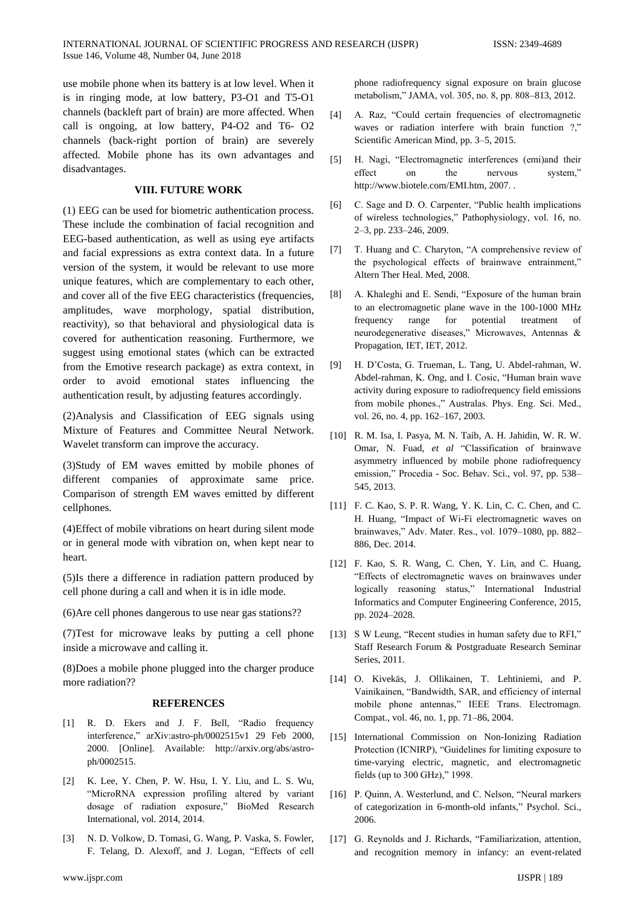use mobile phone when its battery is at low level. When it is in ringing mode, at low battery, P3-O1 and T5-O1 channels (backleft part of brain) are more affected. When call is ongoing, at low battery, P4-O2 and T6- O2 channels (back-right portion of brain) are severely affected. Mobile phone has its own advantages and disadvantages.

## VIII. FUTURE WORK

(1) EEG can be used for biometric authentication process. These include the combination of facial recognition and EEG-based authentication, as well as using eye artifacts and facial expressions as extra context data. In a future version of the system, it would be relevant to use more unique features, which are complementary to each other, and cover all of the five EEG characteristics (frequencies, amplitudes, wave morphology, spatial distribution, reactivity), so that behavioral and physiological data is covered for authentication reasoning. Furthermore, we suggest using emotional states (which can be extracted from the Emotive research package) as extra context, in order to avoid emotional states influencing the authentication result, by adjusting features accordingly.

(2)Analysis and Classification of EEG signals using Mixture of Features and Committee Neural Network. Wavelet transform can improve the accuracy.

(3)Study of EM waves emitted by mobile phones of different companies of approximate same price. Comparison of strength EM waves emitted by different cellphones.

(4)Effect of mobile vibrations on heart during silent mode or in general mode with vibration on, when kept near to heart.

(5)Is there a difference in radiation pattern produced by cell phone during a call and when it is in idle mode.

(6)Are cell phones dangerous to use near gas stations??

(7)Test for microwave leaks by putting a cell phone inside a microwave and calling it.

(8)Does a mobile phone plugged into the charger produce more radiation??

## REFERENCES

[1] R. D. Ekers and J. F. Bell, "Radio frequency interference," arXiv:astro-ph/0002515v1 29 Feb 2000, 2000. [Online]. Available: http://arxiv.org/abs/astro-ph/0002515.

[2] K. Lee, Y. Chen, P. W. Hsu, I. Y. Liu, and L. S. Wu, "MicroRNA expression profiling altered by variant dosage of radiation exposure," BioMed Research International, vol. 2014, 2014.

[3] N. D. Volkow, D. Tomasi, G. Wang, P. Vaska, S. Fowler, F. Telang, D. Alexoff, and J. Logan, "Effects of cell phone radiofrequency signal exposure on brain glucose metabolism," JAMA, vol. 305, no. 8, pp. 808–813, 2012.

[4] A. Raz, "Could certain frequencies of electromagnetic waves or radiation interfere with brain function ?," Scientific American Mind, pp. 3–5, 2015.

[5] H. Nagi, "Electromagnetic interferences (emi)and their effect on the nervous system," http://www.biotele.com/EMI.htm, 2007. .

[6] C. Sage and D. O. Carpenter, "Public health implications of wireless technologies," Pathophysiology, vol. 16, no. 2–3, pp. 233–246, 2009.

[7] T. Huang and C. Charyton, "A comprehensive review of the psychological effects of brainwave entrainment," Altern Ther Heal. Med, 2008.

[8] A. Khaleghi and E. Sendi, "Exposure of the human brain to an electromagnetic plane wave in the 100-1000 MHz frequency range for potential treatment of neurodegenerative diseases," Microwaves, Antennas & Propagation, IET, IET, 2012.

[9] H. D'Costa, G. Trueman, L. Tang, U. Abdel-rahman, W. Abdel-rahman, K. Ong, and I. Cosic, "Human brain wave activity during exposure to radiofrequency field emissions from mobile phones.," Australas. Phys. Eng. Sci. Med., vol. 26, no. 4, pp. 162–167, 2003.

[10] R. M. Isa, I. Pasya, M. N. Taib, A. H. Jahidin, W. R. W. Omar, N. Fuad, *et al* "Classification of brainwave asymmetry influenced by mobile phone radiofrequency emission," Procedia - Soc. Behav. Sci., vol. 97, pp. 538–545, 2013.

[11] F. C. Kao, S. P. R. Wang, Y. K. Lin, C. C. Chen, and C. H. Huang, "Impact of Wi-Fi electromagnetic waves on brainwaves," Adv. Mater. Res., vol. 1079–1080, pp. 882–886, Dec. 2014.

[12] F. Kao, S. R. Wang, C. Chen, Y. Lin, and C. Huang, "Effects of electromagnetic waves on brainwaves under logically reasoning status," International Industrial Informatics and Computer Engineering Conference, 2015, pp. 2024–2028.

[13] S W Leung, "Recent studies in human safety due to RFI," Staff Research Forum & Postgraduate Research Seminar Series, 2011.

[14] O. Kivekäs, J. Ollikainen, T. Lehtiniemi, and P. Vainikainen, "Bandwidth, SAR, and efficiency of internal mobile phone antennas," IEEE Trans. Electromagn. Compat., vol. 46, no. 1, pp. 71–86, 2004.

[15] International Commission on Non-Ionizing Radiation Protection (ICNIRP), "Guidelines for limiting exposure to time-varying electric, magnetic, and electromagnetic fields (up to 300 GHz)," 1998.

[16] P. Quinn, A. Westerlund, and C. Nelson, "Neural markers of categorization in 6-month-old infants," Psychol. Sci., 2006.

[17] G. Reynolds and J. Richards, "Familiarization, attention, and recognition memory in infancy: an event-related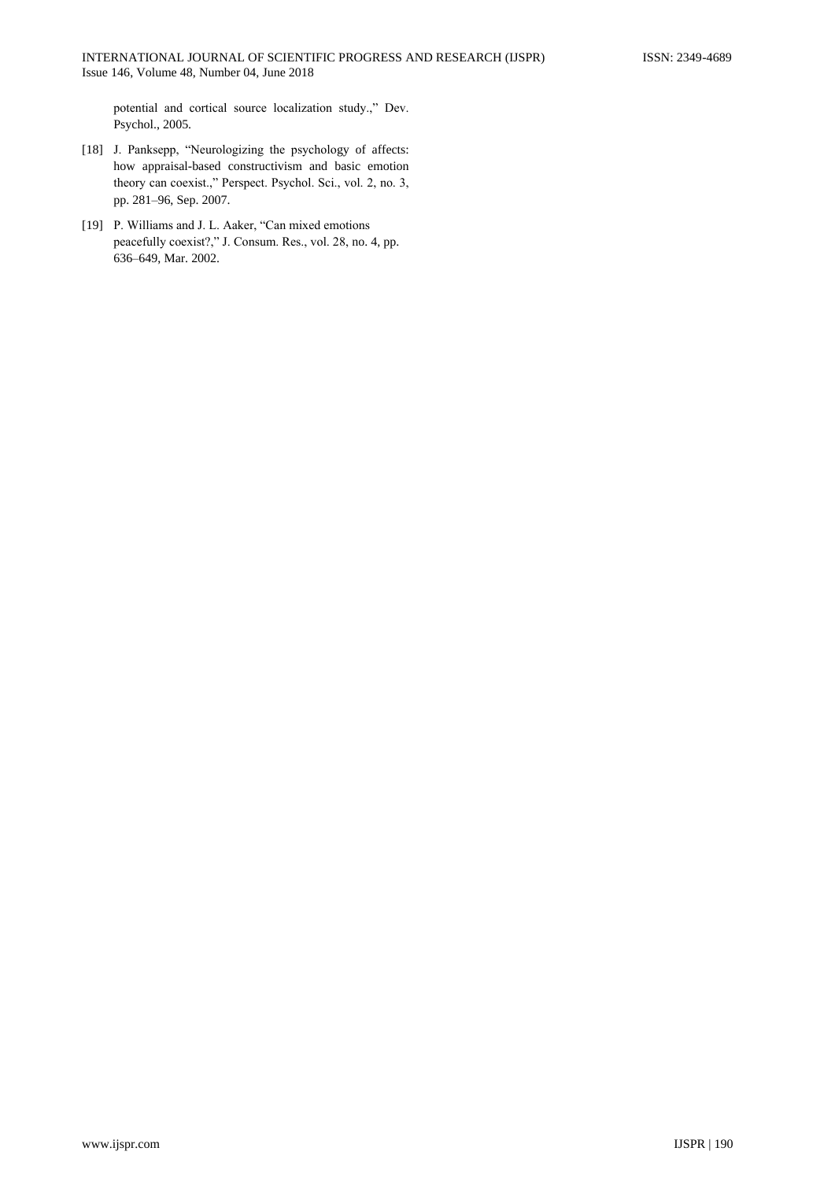potential and cortical source localization study.," Dev. Psychol., 2005.

[18] J. Panksepp, "Neurologizing the psychology of affects: how appraisal-based constructivism and basic emotion theory can coexist.," Perspect. Psychol. Sci., vol. 2, no. 3, pp. 281–96, Sep. 2007.

[19] P. Williams and J. L. Aaker, "Can mixed emotions peacefully coexist?," J. Consum. Res., vol. 28, no. 4, pp. 636–649, Mar. 2002.